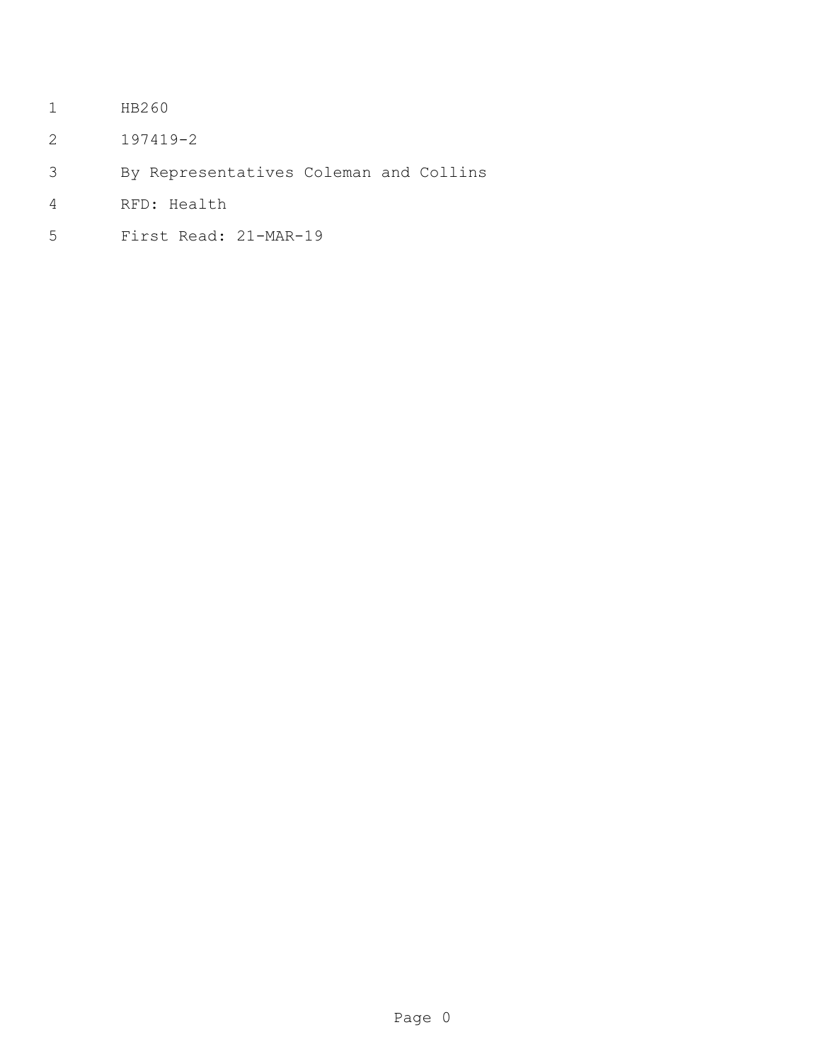HB260

197419-2

By Representatives Coleman and Collins

RFD: Health

First Read: 21-MAR-19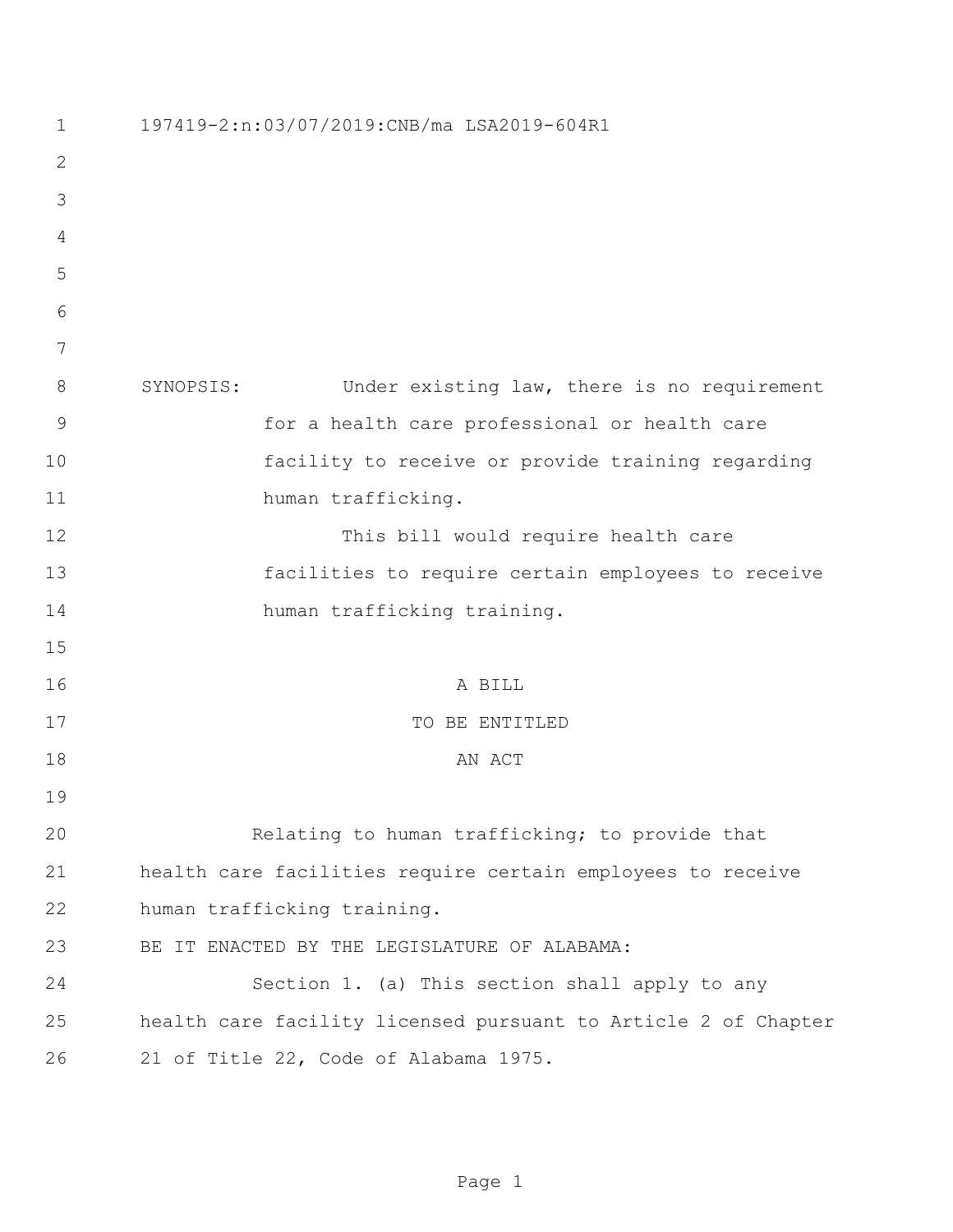197419-2:n:03/07/2019:CNB/ma LSA2019-604R1

SYNOPSIS: Under existing law, there is no requirement for a health care professional or health care facility to receive or provide training regarding human trafficking.

This bill would require health care facilities to require certain employees to receive human trafficking training.

A BILL

TO BE ENTITLED

AN ACT

Relating to human trafficking; to provide that health care facilities require certain employees to receive human trafficking training.

BE IT ENACTED BY THE LEGISLATURE OF ALABAMA:

Section 1. (a) This section shall apply to any health care facility licensed pursuant to Article 2 of Chapter 21 of Title 22, Code of Alabama 1975.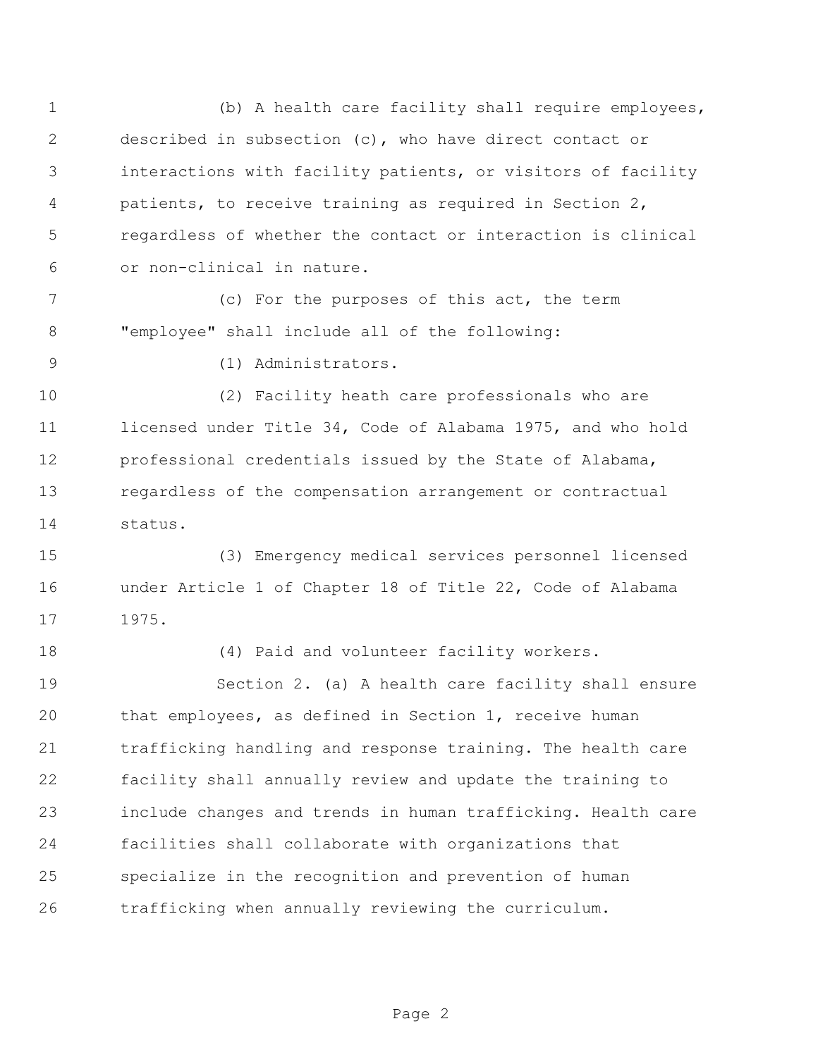(b) A health care facility shall require employees, described in subsection (c), who have direct contact or interactions with facility patients, or visitors of facility patients, to receive training as required in Section 2, regardless of whether the contact or interaction is clinical or non-clinical in nature.

(c) For the purposes of this act, the term "employee" shall include all of the following:

(1) Administrators.

(2) Facility heath care professionals who are licensed under Title 34, Code of Alabama 1975, and who hold professional credentials issued by the State of Alabama, regardless of the compensation arrangement or contractual status.

(3) Emergency medical services personnel licensed under Article 1 of Chapter 18 of Title 22, Code of Alabama 1975.

(4) Paid and volunteer facility workers.

Section 2. (a) A health care facility shall ensure that employees, as defined in Section 1, receive human trafficking handling and response training. The health care facility shall annually review and update the training to include changes and trends in human trafficking. Health care facilities shall collaborate with organizations that specialize in the recognition and prevention of human trafficking when annually reviewing the curriculum.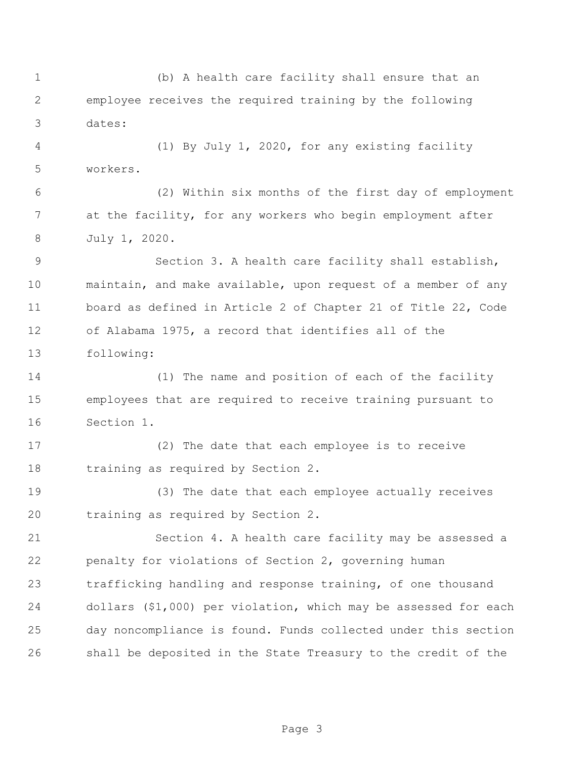(b) A health care facility shall ensure that an employee receives the required training by the following dates:

(1) By July 1, 2020, for any existing facility workers.

(2) Within six months of the first day of employment at the facility, for any workers who begin employment after July 1, 2020.

Section 3. A health care facility shall establish, maintain, and make available, upon request of a member of any board as defined in Article 2 of Chapter 21 of Title 22, Code of Alabama 1975, a record that identifies all of the following:

(1) The name and position of each of the facility employees that are required to receive training pursuant to Section 1.

(2) The date that each employee is to receive training as required by Section 2.

(3) The date that each employee actually receives training as required by Section 2.

Section 4. A health care facility may be assessed a penalty for violations of Section 2, governing human trafficking handling and response training, of one thousand dollars ($1,000) per violation, which may be assessed for each day noncompliance is found. Funds collected under this section shall be deposited in the State Treasury to the credit of the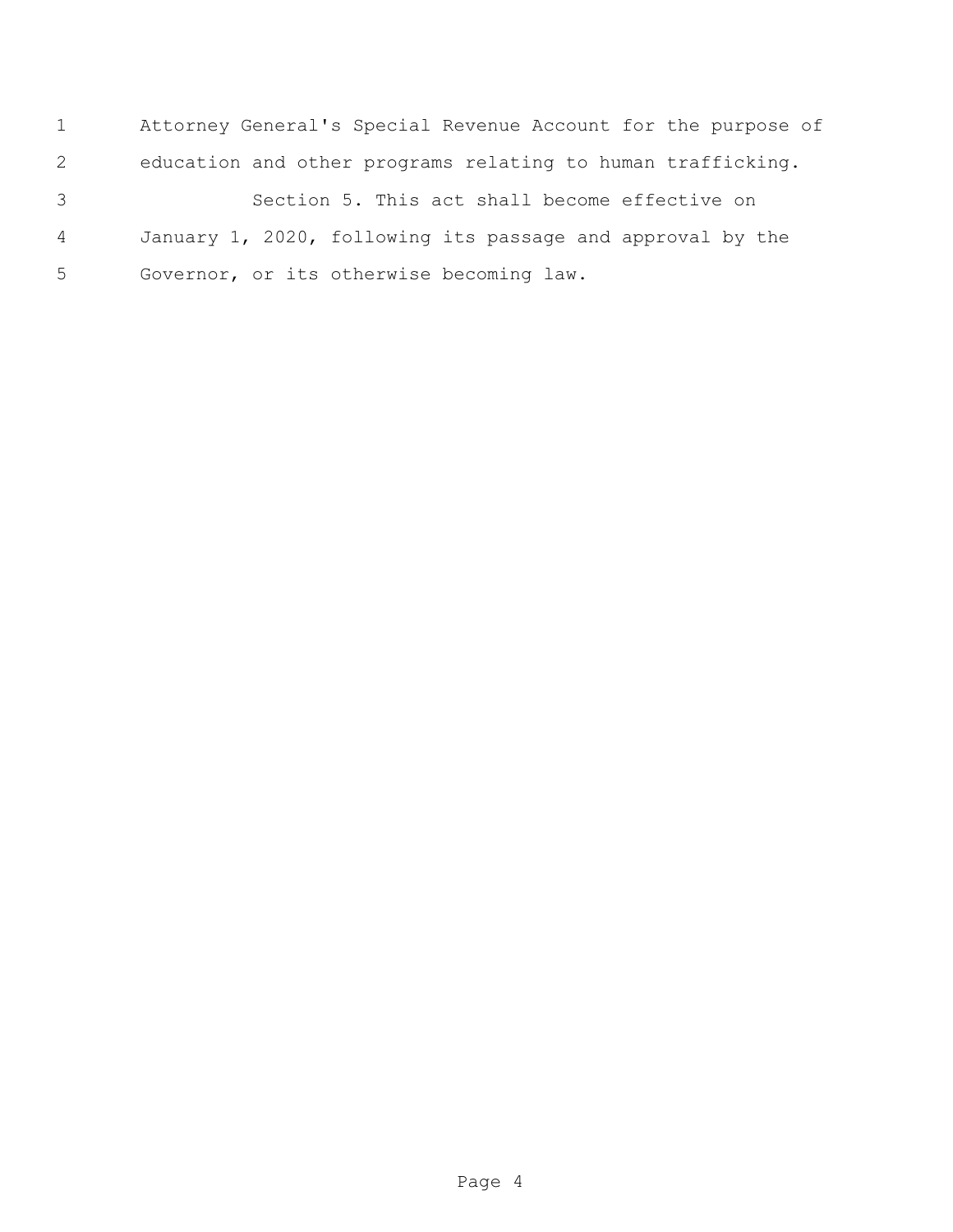Attorney General's Special Revenue Account for the purpose of education and other programs relating to human trafficking.

Section 5. This act shall become effective on January 1, 2020, following its passage and approval by the Governor, or its otherwise becoming law.